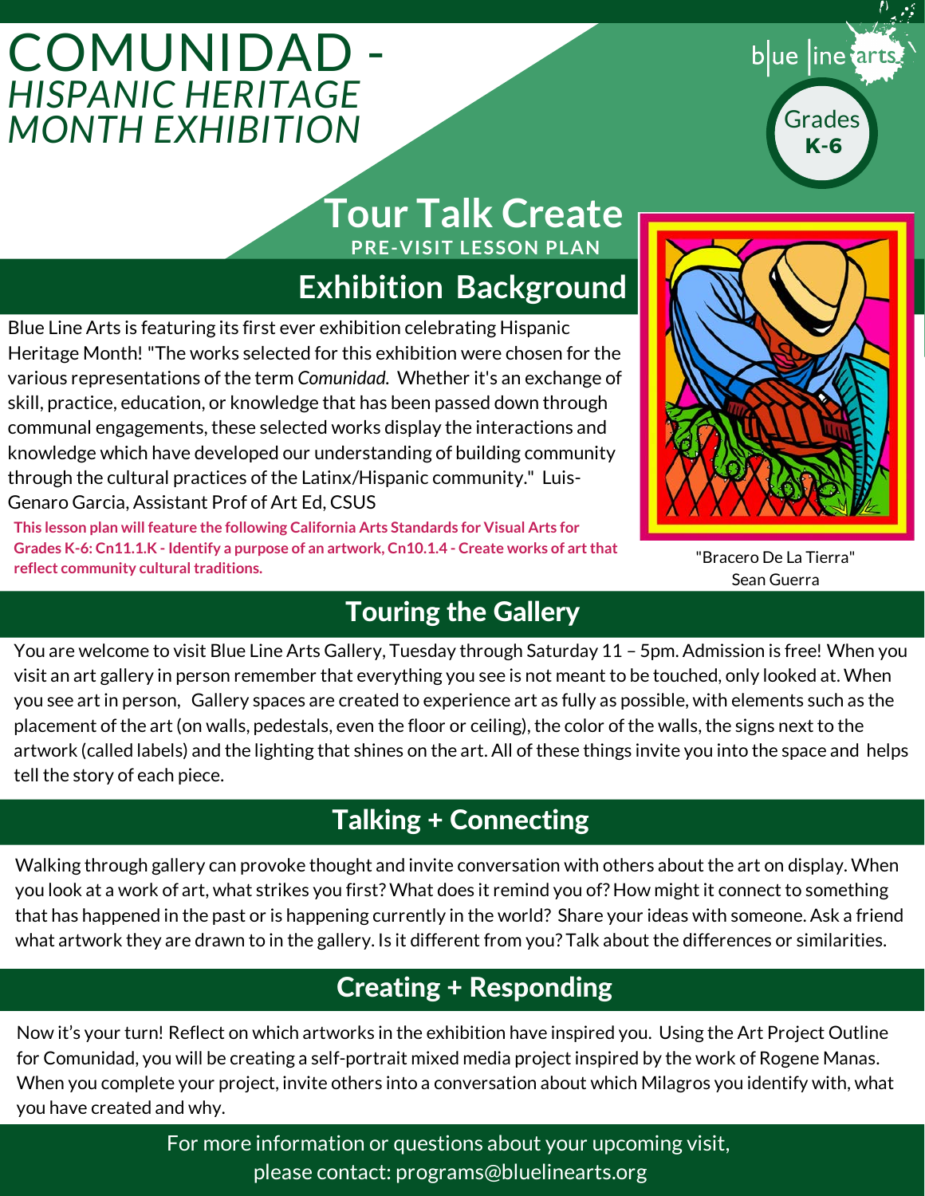# COMUNIDAD - *HISPANIC HERITAGE MONTH EXHIBITION*

blue line arts

Grades **K-6**

## Tour Talk Create

**PRE-VISIT LESSON PLAN**

## Exhibition Background

Blue Line Arts is featuring its first ever exhibition celebrating Hispanic Heritage Month! "The works selected for this exhibition were chosen for the various representations of the term *Comunidad*. Whether it's an exchange of skill, practice, education, or knowledge that has been passed down through communal engagements, these selected works display the interactions and knowledge which have developed our understanding of building community through the cultural practices of the Latinx/Hispanic community." Luis-Genaro Garcia, Assistant Prof of Art Ed, CSUS

**This lesson plan will feature the following California Arts Standards for Visual Arts for Grades K-6: Cn11.1.K - Identify a purpose of an artwork, Cn10.1.4 - Create works of art that reflect community cultural traditions.**

"Bracero De La Tierra"
Sean Guerra

## Touring the Gallery

You are welcome to visit Blue Line Arts Gallery, Tuesday through Saturday 11 – 5pm. Admission is free! When you visit an art gallery in person remember that everything you see is not meant to be touched, only looked at. When you see art in person, Gallery spaces are created to experience art as fully as possible, with elements such as the placement of the art (on walls, pedestals, even the floor or ceiling), the color of the walls, the signs next to the artwork (called labels) and the lighting that shines on the art. All of these things invite you into the space and helps tell the story of each piece.

## Talking + Connecting

Walking through gallery can provoke thought and invite conversation with others about the art on display. When you look at a work of art, what strikes you first? What does it remind you of? How might it connect to something that has happened in the past or is happening currently in the world? Share your ideas with someone. Ask a friend what artwork they are drawn to in the gallery. Is it different from you? Talk about the differences or similarities.

## Creating + Responding

Now it's your turn! Reflect on which artworks in the exhibition have inspired you. Using the Art Project Outline for Comunidad, you will be creating a self-portrait mixed media project inspired by the work of Rogene Manas. When you complete your project, invite others into a conversation about which Milagros you identify with, what you have created and why.

For more information or questions about your upcoming visit, please contact: programs@bluelinearts.org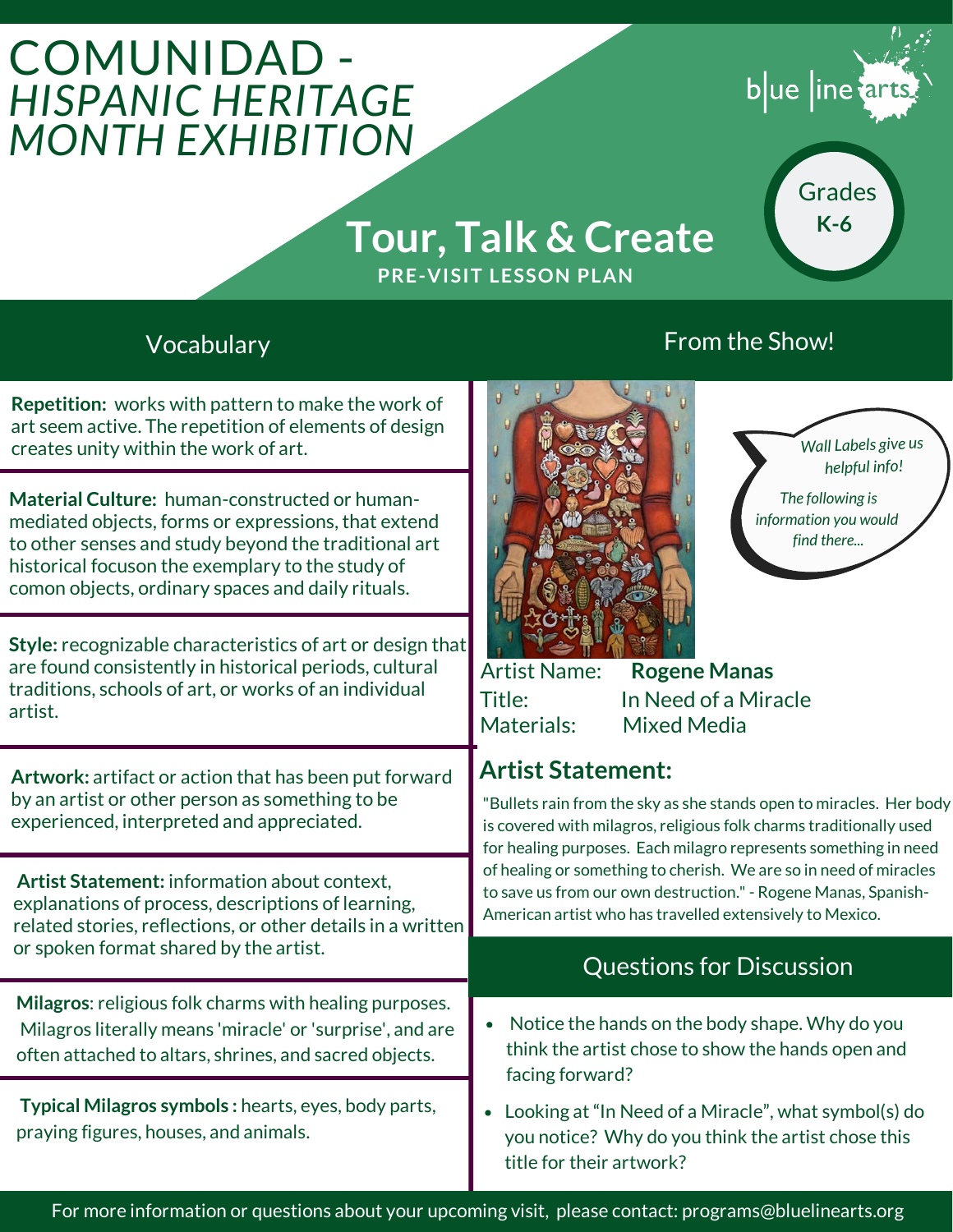# COMUNIDAD - *HISPANIC HERITAGE MONTH EXHIBITION*

blue line arts

Grades **K-6**

## Tour, Talk & Create

**PRE-VISIT LESSON PLAN**

## Vocabulary

**Repetition:** works with pattern to make the work of art seem active. The repetition of elements of design creates unity within the work of art.

**Material Culture:** human-constructed or human-mediated objects, forms or expressions, that extend to other senses and study beyond the traditional art historical focuson the exemplary to the study of comon objects, ordinary spaces and daily rituals.

**Style:** recognizable characteristics of art or design that are found consistently in historical periods, cultural traditions, schools of art, or works of an individual artist.

**Artwork:** artifact or action that has been put forward by an artist or other person as something to be experienced, interpreted and appreciated.

**Artist Statement:** information about context, explanations of process, descriptions of learning, related stories, reflections, or other details in a written or spoken format shared by the artist.

**Milagros**: religious folk charms with healing purposes. Milagros literally means 'miracle' or 'surprise', and are often attached to altars, shrines, and sacred objects.

**Typical Milagros symbols :** hearts, eyes, body parts, praying figures, houses, and animals.

## From the Show!

*Wall Labels give us helpful info!*

*The following is information you would find there...*

Artist Name: **Rogene Manas**
Title: In Need of a Miracle
Materials: Mixed Media

### Artist Statement:

"Bullets rain from the sky as she stands open to miracles. Her body is covered with milagros, religious folk charms traditionally used for healing purposes. Each milagro represents something in need of healing or something to cherish. We are so in need of miracles to save us from our own destruction." - Rogene Manas, Spanish-American artist who has travelled extensively to Mexico.

## Questions for Discussion

- Notice the hands on the body shape. Why do you think the artist chose to show the hands open and facing forward?
- Looking at "In Need of a Miracle", what symbol(s) do you notice? Why do you think the artist chose this title for their artwork?

For more information or questions about your upcoming visit, please contact: programs@bluelinearts.org